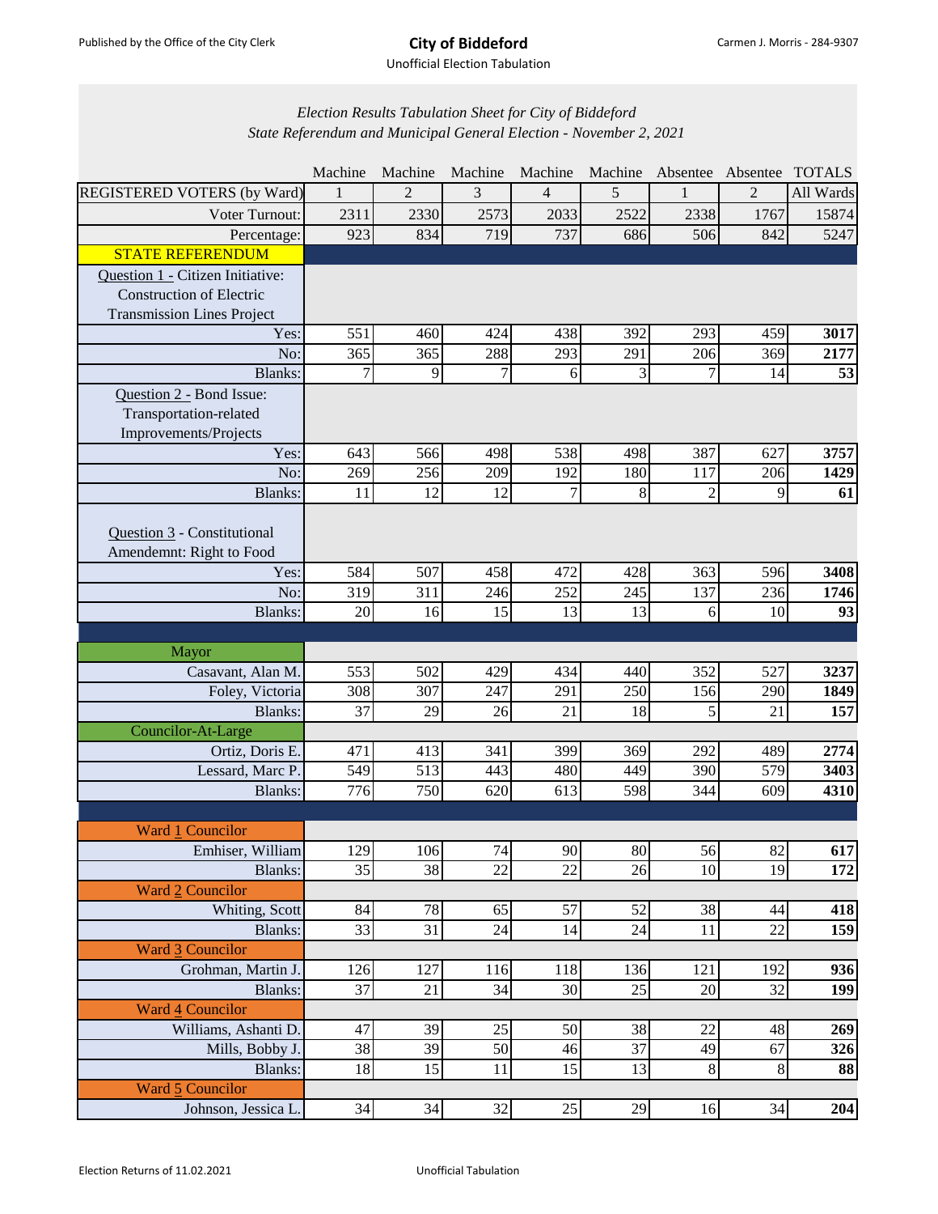# City of Biddeford

Unofficial Election Tabulation

Published by the Office of the City Clerk

Carmen J. Morris - 284-9307

*Election Results Tabulation Sheet for City of Biddeford*
*State Referendum and Municipal General Election - November 2, 2021*

| | Machine | Machine | Machine | Machine | Machine | Absentee | Absentee | TOTALS |
|---|---|---|---|---|---|---|---|---|
| REGISTERED VOTERS (by Ward) | 1 | 2 | 3 | 4 | 5 | 1 | 2 | All Wards |
| Voter Turnout: | 2311 | 2330 | 2573 | 2033 | 2522 | 2338 | 1767 | 15874 |
| Percentage: | 923 | 834 | 719 | 737 | 686 | 506 | 842 | 5247 |
| **STATE REFERENDUM** | | | | | | | | |
| Question 1 - Citizen Initiative: Construction of Electric Transmission Lines Project | | | | | | | | |
| Yes: | 551 | 460 | 424 | 438 | 392 | 293 | 459 | **3017** |
| No: | 365 | 365 | 288 | 293 | 291 | 206 | 369 | **2177** |
| Blanks: | 7 | 9 | 7 | 6 | 3 | 7 | 14 | **53** |
| Question 2 - Bond Issue: Transportation-related Improvements/Projects | | | | | | | | |
| Yes: | 643 | 566 | 498 | 538 | 498 | 387 | 627 | **3757** |
| No: | 269 | 256 | 209 | 192 | 180 | 117 | 206 | **1429** |
| Blanks: | 11 | 12 | 12 | 7 | 8 | 2 | 9 | **61** |
| Question 3 - Constitutional Amendemnt: Right to Food | | | | | | | | |
| Yes: | 584 | 507 | 458 | 472 | 428 | 363 | 596 | **3408** |
| No: | 319 | 311 | 246 | 252 | 245 | 137 | 236 | **1746** |
| Blanks: | 20 | 16 | 15 | 13 | 13 | 6 | 10 | **93** |
| Mayor | | | | | | | | |
| Casavant, Alan M. | 553 | 502 | 429 | 434 | 440 | 352 | 527 | **3237** |
| Foley, Victoria | 308 | 307 | 247 | 291 | 250 | 156 | 290 | **1849** |
| Blanks: | 37 | 29 | 26 | 21 | 18 | 5 | 21 | **157** |
| Councilor-At-Large | | | | | | | | |
| Ortiz, Doris E. | 471 | 413 | 341 | 399 | 369 | 292 | 489 | **2774** |
| Lessard, Marc P. | 549 | 513 | 443 | 480 | 449 | 390 | 579 | **3403** |
| Blanks: | 776 | 750 | 620 | 613 | 598 | 344 | 609 | **4310** |
| Ward 1 Councilor | | | | | | | | |
| Emhiser, William | 129 | 106 | 74 | 90 | 80 | 56 | 82 | **617** |
| Blanks: | 35 | 38 | 22 | 22 | 26 | 10 | 19 | **172** |
| Ward 2 Councilor | | | | | | | | |
| Whiting, Scott | 84 | 78 | 65 | 57 | 52 | 38 | 44 | **418** |
| Blanks: | 33 | 31 | 24 | 14 | 24 | 11 | 22 | **159** |
| Ward 3 Councilor | | | | | | | | |
| Grohman, Martin J. | 126 | 127 | 116 | 118 | 136 | 121 | 192 | **936** |
| Blanks: | 37 | 21 | 34 | 30 | 25 | 20 | 32 | **199** |
| Ward 4 Councilor | | | | | | | | |
| Williams, Ashanti D. | 47 | 39 | 25 | 50 | 38 | 22 | 48 | **269** |
| Mills, Bobby J. | 38 | 39 | 50 | 46 | 37 | 49 | 67 | **326** |
| Blanks: | 18 | 15 | 11 | 15 | 13 | 8 | 8 | **88** |
| Ward 5 Councilor | | | | | | | | |
| Johnson, Jessica L. | 34 | 34 | 32 | 25 | 29 | 16 | 34 | **204** |

Election Returns of 11.02.2021

Unofficial Tabulation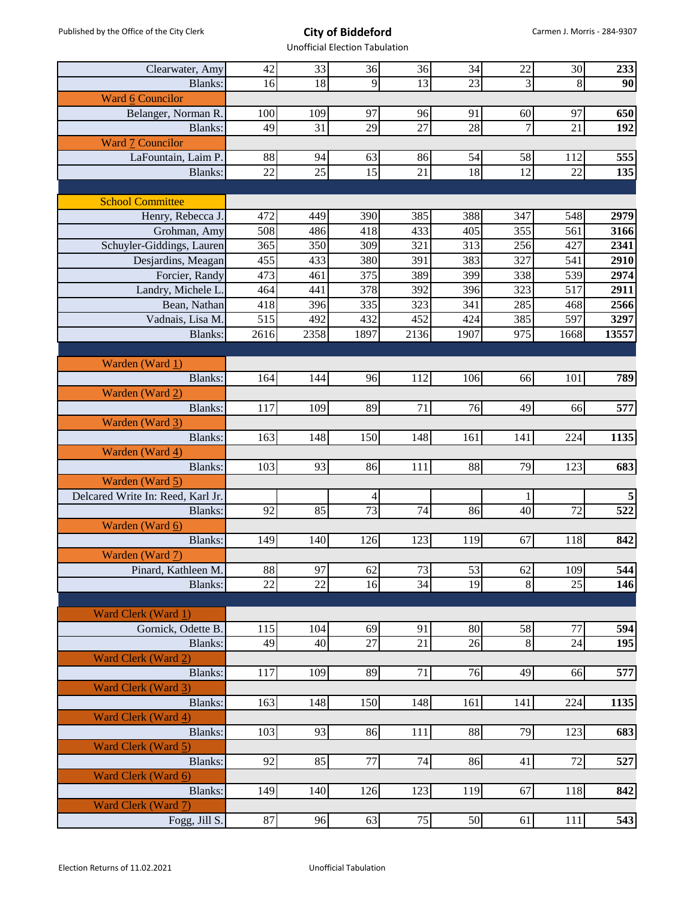| | | | | | | | | |
|---|---|---|---|---|---|---|---|---|
| Clearwater, Amy | 42 | 33 | 36 | 36 | 34 | 22 | 30 | **233** |
| Blanks: | 16 | 18 | 9 | 13 | 23 | 3 | 8 | **90** |
| Ward 6 Councilor | | | | | | | | |
| Belanger, Norman R. | 100 | 109 | 97 | 96 | 91 | 60 | 97 | **650** |
| Blanks: | 49 | 31 | 29 | 27 | 28 | 7 | 21 | **192** |
| Ward 7 Councilor | | | | | | | | |
| LaFountain, Laim P. | 88 | 94 | 63 | 86 | 54 | 58 | 112 | **555** |
| Blanks: | 22 | 25 | 15 | 21 | 18 | 12 | 22 | **135** |
| | | | | | | | | |
| School Committee | | | | | | | | |
| Henry, Rebecca J. | 472 | 449 | 390 | 385 | 388 | 347 | 548 | **2979** |
| Grohman, Amy | 508 | 486 | 418 | 433 | 405 | 355 | 561 | **3166** |
| Schuyler-Giddings, Lauren | 365 | 350 | 309 | 321 | 313 | 256 | 427 | **2341** |
| Desjardins, Meagan | 455 | 433 | 380 | 391 | 383 | 327 | 541 | **2910** |
| Forcier, Randy | 473 | 461 | 375 | 389 | 399 | 338 | 539 | **2974** |
| Landry, Michele L. | 464 | 441 | 378 | 392 | 396 | 323 | 517 | **2911** |
| Bean, Nathan | 418 | 396 | 335 | 323 | 341 | 285 | 468 | **2566** |
| Vadnais, Lisa M. | 515 | 492 | 432 | 452 | 424 | 385 | 597 | **3297** |
| Blanks: | 2616 | 2358 | 1897 | 2136 | 1907 | 975 | 1668 | **13557** |
| | | | | | | | | |
| Warden (Ward 1) | | | | | | | | |
| Blanks: | 164 | 144 | 96 | 112 | 106 | 66 | 101 | **789** |
| Warden (Ward 2) | | | | | | | | |
| Blanks: | 117 | 109 | 89 | 71 | 76 | 49 | 66 | **577** |
| Warden (Ward 3) | | | | | | | | |
| Blanks: | 163 | 148 | 150 | 148 | 161 | 141 | 224 | **1135** |
| Warden (Ward 4) | | | | | | | | |
| Blanks: | 103 | 93 | 86 | 111 | 88 | 79 | 123 | **683** |
| Warden (Ward 5) | | | | | | | | |
| Delcared Write In: Reed, Karl Jr. | | | 4 | | | 1 | | **5** |
| Blanks: | 92 | 85 | 73 | 74 | 86 | 40 | 72 | **522** |
| Warden (Ward 6) | | | | | | | | |
| Blanks: | 149 | 140 | 126 | 123 | 119 | 67 | 118 | **842** |
| Warden (Ward 7) | | | | | | | | |
| Pinard, Kathleen M. | 88 | 97 | 62 | 73 | 53 | 62 | 109 | **544** |
| Blanks: | 22 | 22 | 16 | 34 | 19 | 8 | 25 | **146** |
| | | | | | | | | |
| Ward Clerk (Ward 1) | | | | | | | | |
| Gornick, Odette B. | 115 | 104 | 69 | 91 | 80 | 58 | 77 | **594** |
| Blanks: | 49 | 40 | 27 | 21 | 26 | 8 | 24 | **195** |
| Ward Clerk (Ward 2) | | | | | | | | |
| Blanks: | 117 | 109 | 89 | 71 | 76 | 49 | 66 | **577** |
| Ward Clerk (Ward 3) | | | | | | | | |
| Blanks: | 163 | 148 | 150 | 148 | 161 | 141 | 224 | **1135** |
| Ward Clerk (Ward 4) | | | | | | | | |
| Blanks: | 103 | 93 | 86 | 111 | 88 | 79 | 123 | **683** |
| Ward Clerk (Ward 5) | | | | | | | | |
| Blanks: | 92 | 85 | 77 | 74 | 86 | 41 | 72 | **527** |
| Ward Clerk (Ward 6) | | | | | | | | |
| Blanks: | 149 | 140 | 126 | 123 | 119 | 67 | 118 | **842** |
| Ward Clerk (Ward 7) | | | | | | | | |
| Fogg, Jill S. | 87 | 96 | 63 | 75 | 50 | 61 | 111 | **543** |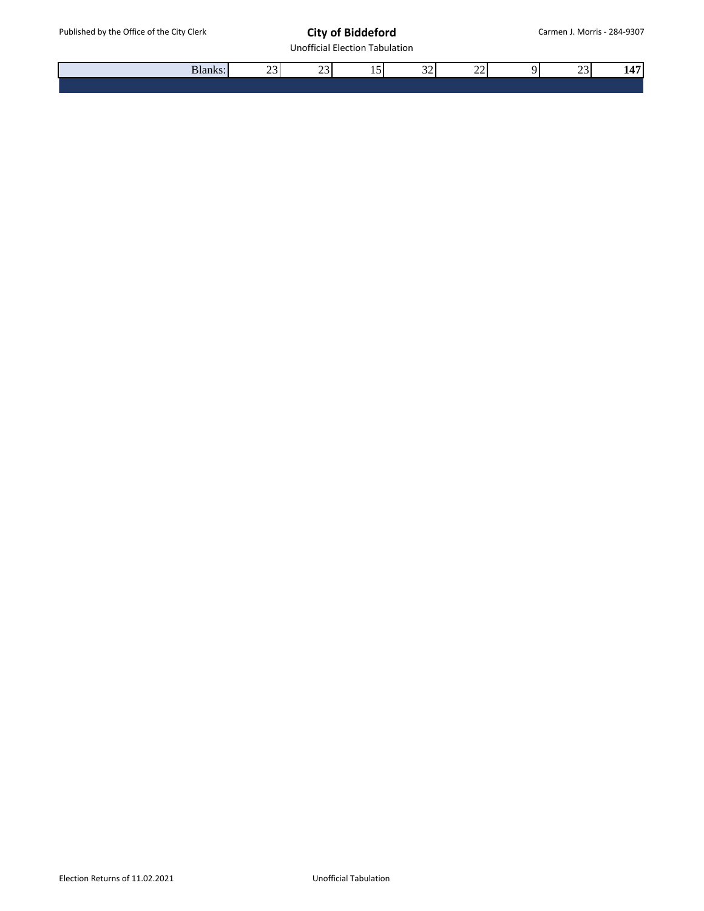| | | | | | | | | |
|---|---|---|---|---|---|---|---|---|
| Blanks: | 23 | 23 | 15 | 32 | 22 | 9 | 23 | **147** |